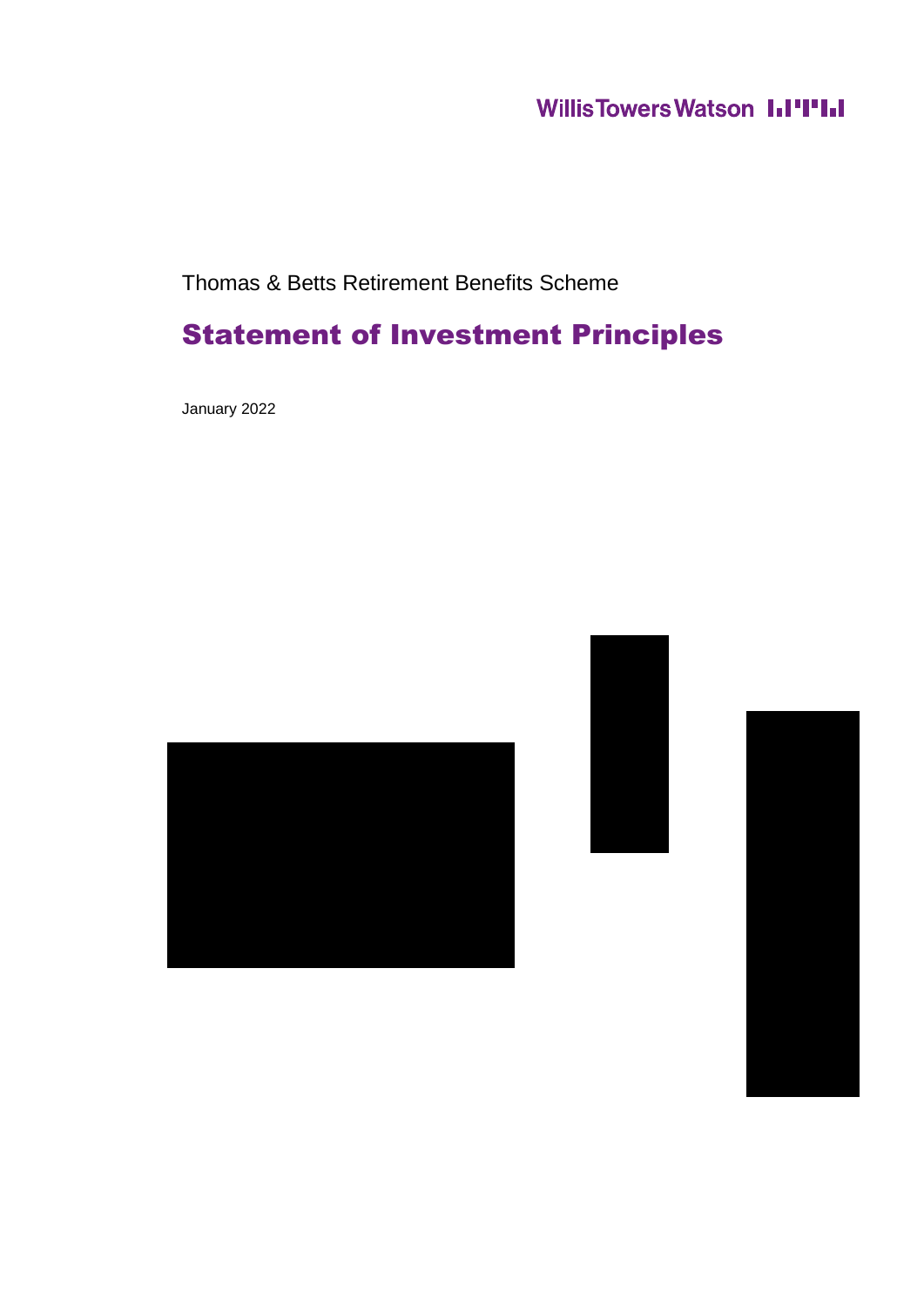Willis Towers Watson

Thomas & Betts Retirement Benefits Scheme

# Statement of Investment Principles

January 2022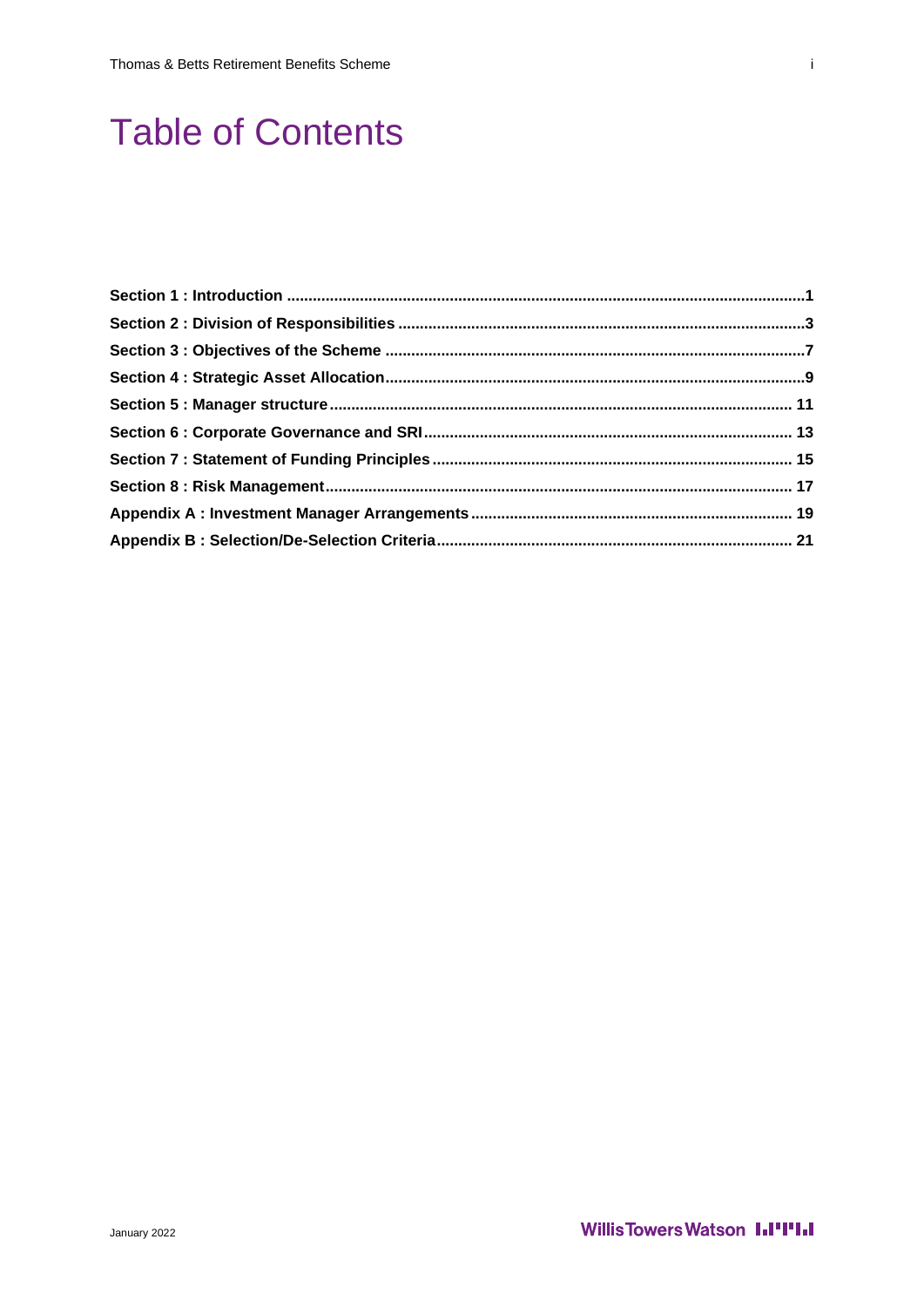# Table of Contents

**Section 1 : Introduction** .......... 1

**Section 2 : Division of Responsibilities** .......... 3

**Section 3 : Objectives of the Scheme** .......... 7

**Section 4 : Strategic Asset Allocation** .......... 9

**Section 5 : Manager structure** .......... 11

**Section 6 : Corporate Governance and SRI** .......... 13

**Section 7 : Statement of Funding Principles** .......... 15

**Section 8 : Risk Management** .......... 17

**Appendix A : Investment Manager Arrangements** .......... 19

**Appendix B : Selection/De-Selection Criteria** .......... 21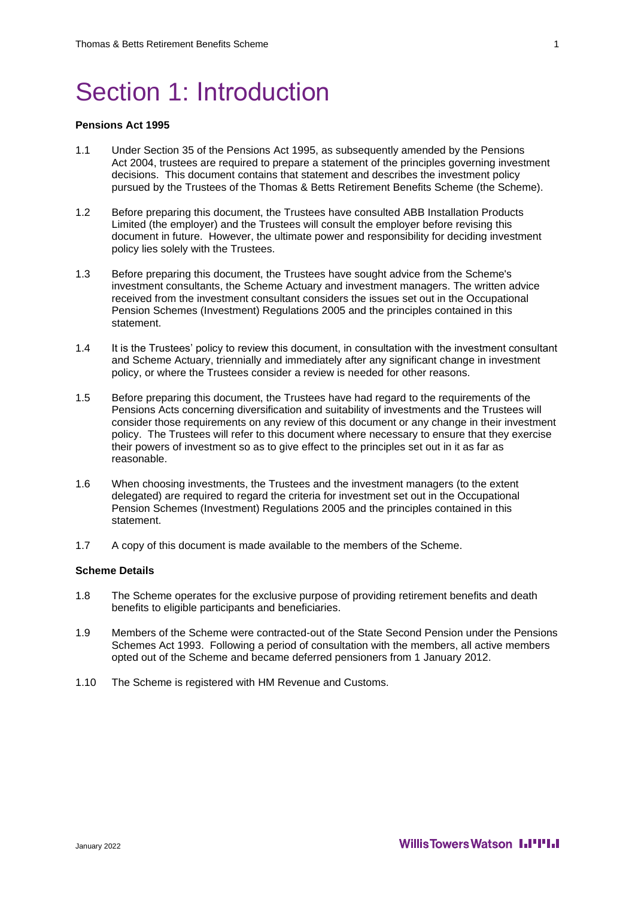# Section 1: Introduction

**Pensions Act 1995**

1.1 Under Section 35 of the Pensions Act 1995, as subsequently amended by the Pensions Act 2004, trustees are required to prepare a statement of the principles governing investment decisions. This document contains that statement and describes the investment policy pursued by the Trustees of the Thomas & Betts Retirement Benefits Scheme (the Scheme).

1.2 Before preparing this document, the Trustees have consulted ABB Installation Products Limited (the employer) and the Trustees will consult the employer before revising this document in future. However, the ultimate power and responsibility for deciding investment policy lies solely with the Trustees.

1.3 Before preparing this document, the Trustees have sought advice from the Scheme's investment consultants, the Scheme Actuary and investment managers. The written advice received from the investment consultant considers the issues set out in the Occupational Pension Schemes (Investment) Regulations 2005 and the principles contained in this statement.

1.4 It is the Trustees' policy to review this document, in consultation with the investment consultant and Scheme Actuary, triennially and immediately after any significant change in investment policy, or where the Trustees consider a review is needed for other reasons.

1.5 Before preparing this document, the Trustees have had regard to the requirements of the Pensions Acts concerning diversification and suitability of investments and the Trustees will consider those requirements on any review of this document or any change in their investment policy. The Trustees will refer to this document where necessary to ensure that they exercise their powers of investment so as to give effect to the principles set out in it as far as reasonable.

1.6 When choosing investments, the Trustees and the investment managers (to the extent delegated) are required to regard the criteria for investment set out in the Occupational Pension Schemes (Investment) Regulations 2005 and the principles contained in this statement.

1.7 A copy of this document is made available to the members of the Scheme.

**Scheme Details**

1.8 The Scheme operates for the exclusive purpose of providing retirement benefits and death benefits to eligible participants and beneficiaries.

1.9 Members of the Scheme were contracted-out of the State Second Pension under the Pensions Schemes Act 1993. Following a period of consultation with the members, all active members opted out of the Scheme and became deferred pensioners from 1 January 2012.

1.10 The Scheme is registered with HM Revenue and Customs.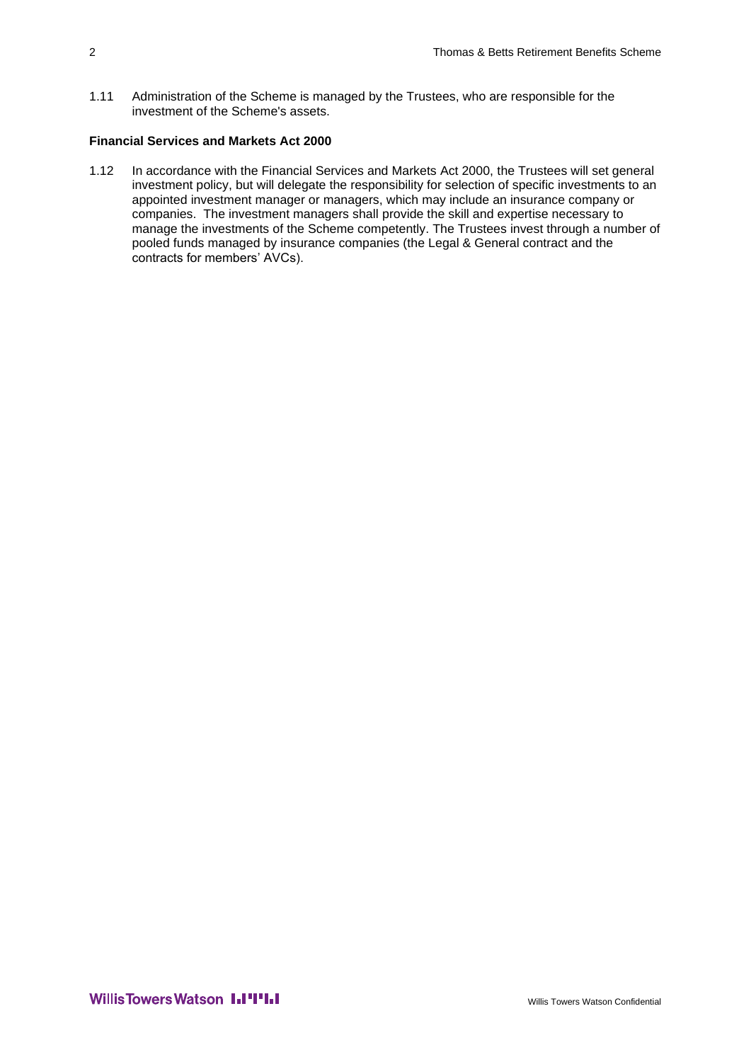1.11 Administration of the Scheme is managed by the Trustees, who are responsible for the investment of the Scheme's assets.

**Financial Services and Markets Act 2000**

1.12 In accordance with the Financial Services and Markets Act 2000, the Trustees will set general investment policy, but will delegate the responsibility for selection of specific investments to an appointed investment manager or managers, which may include an insurance company or companies. The investment managers shall provide the skill and expertise necessary to manage the investments of the Scheme competently. The Trustees invest through a number of pooled funds managed by insurance companies (the Legal & General contract and the contracts for members' AVCs).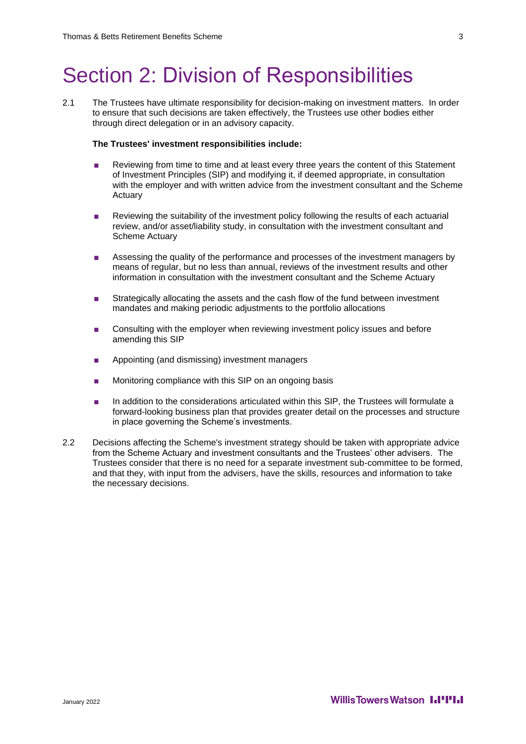# Section 2: Division of Responsibilities

2.1 The Trustees have ultimate responsibility for decision-making on investment matters. In order to ensure that such decisions are taken effectively, the Trustees use other bodies either through direct delegation or in an advisory capacity.

**The Trustees' investment responsibilities include:**

- Reviewing from time to time and at least every three years the content of this Statement of Investment Principles (SIP) and modifying it, if deemed appropriate, in consultation with the employer and with written advice from the investment consultant and the Scheme Actuary
- Reviewing the suitability of the investment policy following the results of each actuarial review, and/or asset/liability study, in consultation with the investment consultant and Scheme Actuary
- Assessing the quality of the performance and processes of the investment managers by means of regular, but no less than annual, reviews of the investment results and other information in consultation with the investment consultant and the Scheme Actuary
- Strategically allocating the assets and the cash flow of the fund between investment mandates and making periodic adjustments to the portfolio allocations
- Consulting with the employer when reviewing investment policy issues and before amending this SIP
- Appointing (and dismissing) investment managers
- Monitoring compliance with this SIP on an ongoing basis
- In addition to the considerations articulated within this SIP, the Trustees will formulate a forward-looking business plan that provides greater detail on the processes and structure in place governing the Scheme's investments.

2.2 Decisions affecting the Scheme's investment strategy should be taken with appropriate advice from the Scheme Actuary and investment consultants and the Trustees' other advisers. The Trustees consider that there is no need for a separate investment sub-committee to be formed, and that they, with input from the advisers, have the skills, resources and information to take the necessary decisions.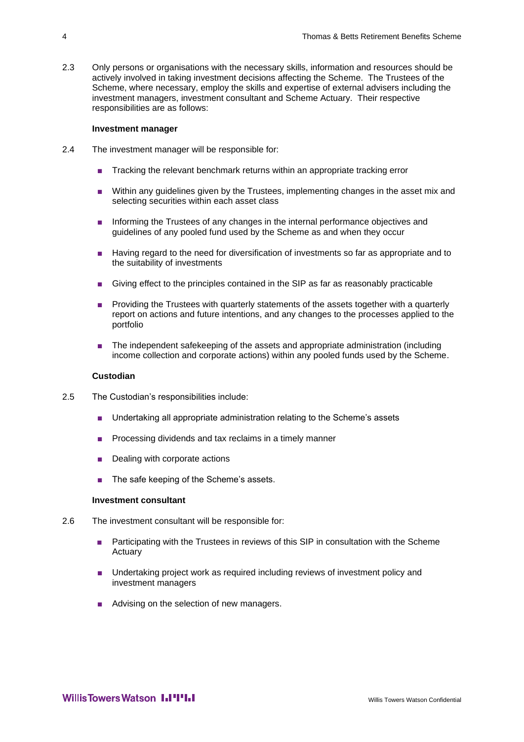2.3 Only persons or organisations with the necessary skills, information and resources should be actively involved in taking investment decisions affecting the Scheme. The Trustees of the Scheme, where necessary, employ the skills and expertise of external advisers including the investment managers, investment consultant and Scheme Actuary. Their respective responsibilities are as follows:

**Investment manager**

2.4 The investment manager will be responsible for:

- Tracking the relevant benchmark returns within an appropriate tracking error
- Within any guidelines given by the Trustees, implementing changes in the asset mix and selecting securities within each asset class
- Informing the Trustees of any changes in the internal performance objectives and guidelines of any pooled fund used by the Scheme as and when they occur
- Having regard to the need for diversification of investments so far as appropriate and to the suitability of investments
- Giving effect to the principles contained in the SIP as far as reasonably practicable
- Providing the Trustees with quarterly statements of the assets together with a quarterly report on actions and future intentions, and any changes to the processes applied to the portfolio
- The independent safekeeping of the assets and appropriate administration (including income collection and corporate actions) within any pooled funds used by the Scheme.

**Custodian**

2.5 The Custodian's responsibilities include:

- Undertaking all appropriate administration relating to the Scheme's assets
- Processing dividends and tax reclaims in a timely manner
- Dealing with corporate actions
- The safe keeping of the Scheme's assets.

**Investment consultant**

2.6 The investment consultant will be responsible for:

- Participating with the Trustees in reviews of this SIP in consultation with the Scheme Actuary
- Undertaking project work as required including reviews of investment policy and investment managers
- Advising on the selection of new managers.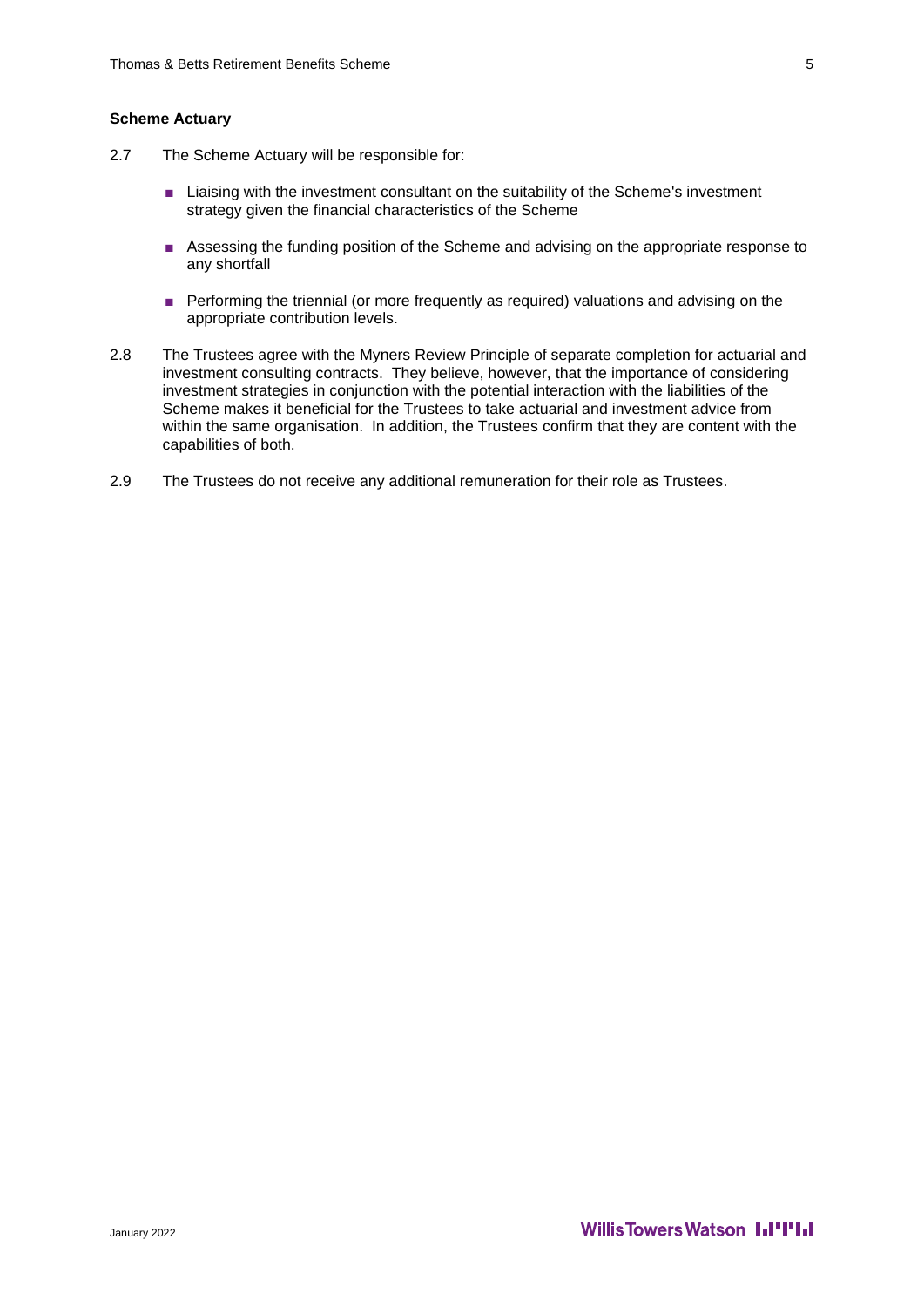### Scheme Actuary

2.7 The Scheme Actuary will be responsible for:

- Liaising with the investment consultant on the suitability of the Scheme's investment strategy given the financial characteristics of the Scheme
- Assessing the funding position of the Scheme and advising on the appropriate response to any shortfall
- Performing the triennial (or more frequently as required) valuations and advising on the appropriate contribution levels.

2.8 The Trustees agree with the Myners Review Principle of separate completion for actuarial and investment consulting contracts. They believe, however, that the importance of considering investment strategies in conjunction with the potential interaction with the liabilities of the Scheme makes it beneficial for the Trustees to take actuarial and investment advice from within the same organisation. In addition, the Trustees confirm that they are content with the capabilities of both.

2.9 The Trustees do not receive any additional remuneration for their role as Trustees.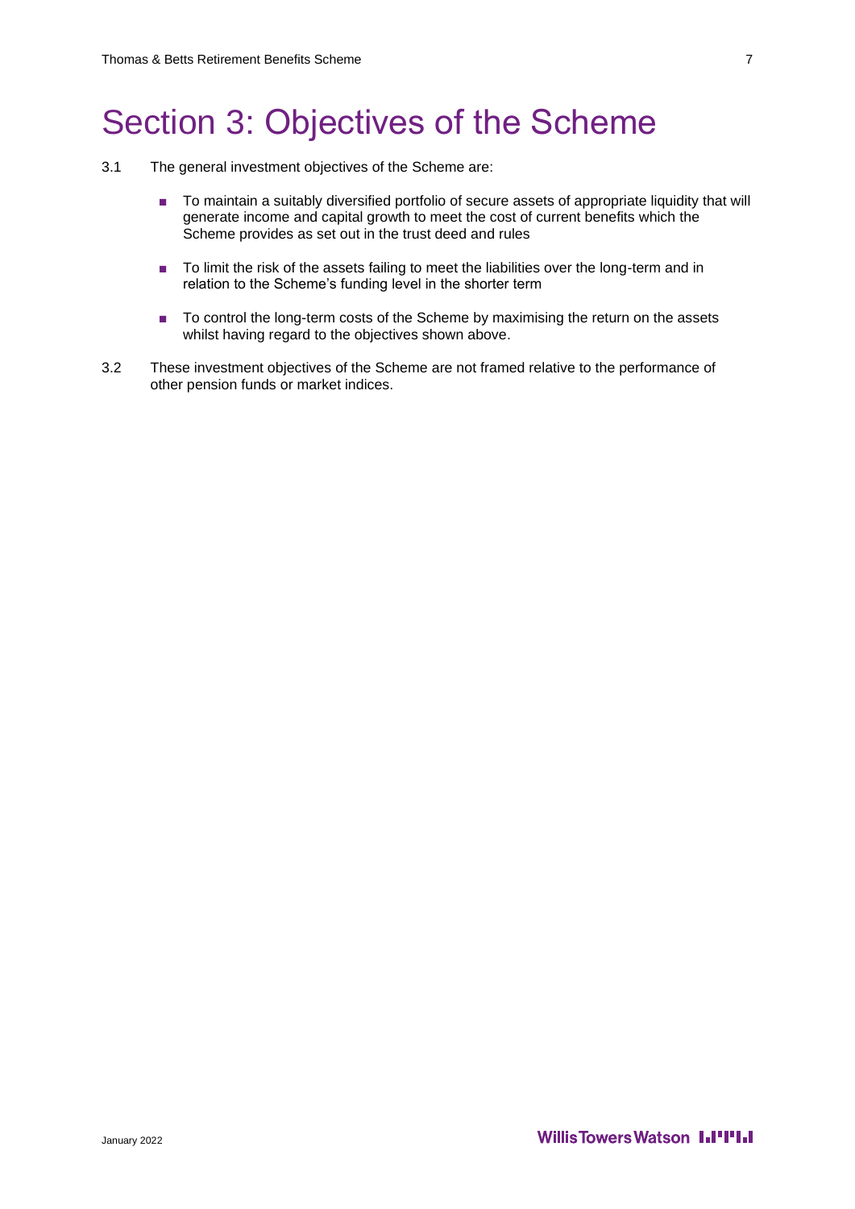# Section 3: Objectives of the Scheme

3.1 The general investment objectives of the Scheme are:

- To maintain a suitably diversified portfolio of secure assets of appropriate liquidity that will generate income and capital growth to meet the cost of current benefits which the Scheme provides as set out in the trust deed and rules
- To limit the risk of the assets failing to meet the liabilities over the long-term and in relation to the Scheme's funding level in the shorter term
- To control the long-term costs of the Scheme by maximising the return on the assets whilst having regard to the objectives shown above.

3.2 These investment objectives of the Scheme are not framed relative to the performance of other pension funds or market indices.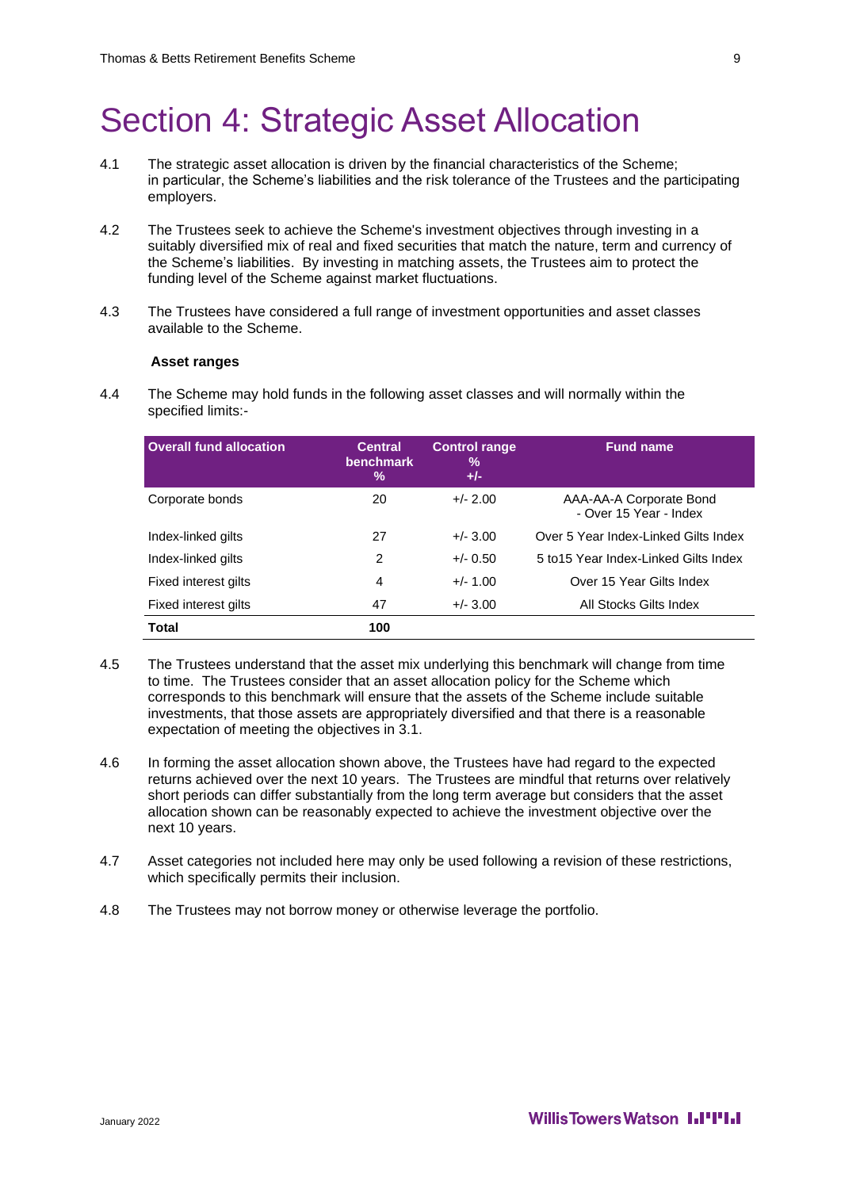# Section 4: Strategic Asset Allocation

4.1 The strategic asset allocation is driven by the financial characteristics of the Scheme; in particular, the Scheme's liabilities and the risk tolerance of the Trustees and the participating employers.

4.2 The Trustees seek to achieve the Scheme's investment objectives through investing in a suitably diversified mix of real and fixed securities that match the nature, term and currency of the Scheme's liabilities. By investing in matching assets, the Trustees aim to protect the funding level of the Scheme against market fluctuations.

4.3 The Trustees have considered a full range of investment opportunities and asset classes available to the Scheme.

**Asset ranges**

4.4 The Scheme may hold funds in the following asset classes and will normally within the specified limits:-

| Overall fund allocation | Central benchmark % | Control range % +/- | Fund name |
|---|---|---|---|
| Corporate bonds | 20 | +/- 2.00 | AAA-AA-A Corporate Bond - Over 15 Year - Index |
| Index-linked gilts | 27 | +/- 3.00 | Over 5 Year Index-Linked Gilts Index |
| Index-linked gilts | 2 | +/- 0.50 | 5 to15 Year Index-Linked Gilts Index |
| Fixed interest gilts | 4 | +/- 1.00 | Over 15 Year Gilts Index |
| Fixed interest gilts | 47 | +/- 3.00 | All Stocks Gilts Index |
| **Total** | **100** | | |

4.5 The Trustees understand that the asset mix underlying this benchmark will change from time to time. The Trustees consider that an asset allocation policy for the Scheme which corresponds to this benchmark will ensure that the assets of the Scheme include suitable investments, that those assets are appropriately diversified and that there is a reasonable expectation of meeting the objectives in 3.1.

4.6 In forming the asset allocation shown above, the Trustees have had regard to the expected returns achieved over the next 10 years. The Trustees are mindful that returns over relatively short periods can differ substantially from the long term average but considers that the asset allocation shown can be reasonably expected to achieve the investment objective over the next 10 years.

4.7 Asset categories not included here may only be used following a revision of these restrictions, which specifically permits their inclusion.

4.8 The Trustees may not borrow money or otherwise leverage the portfolio.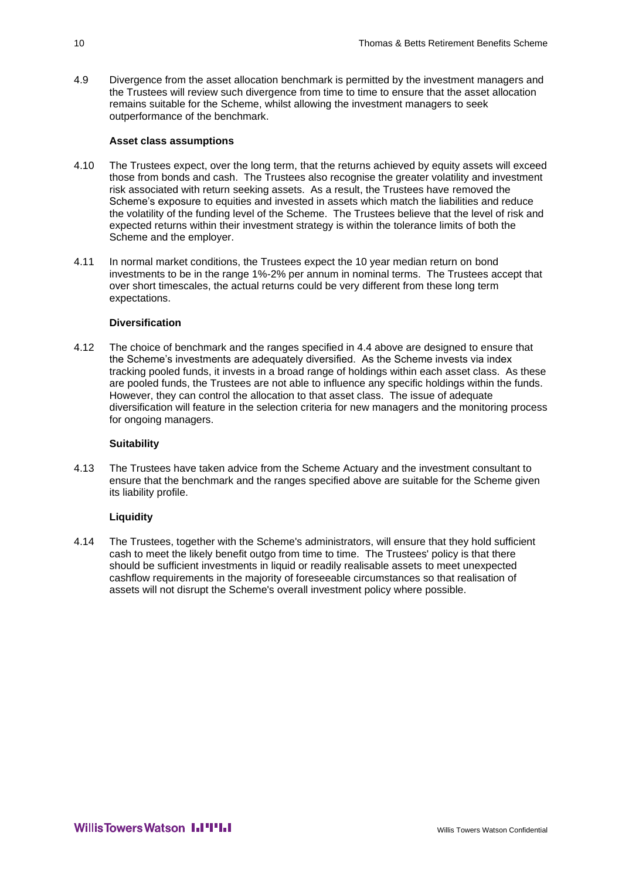4.9 Divergence from the asset allocation benchmark is permitted by the investment managers and the Trustees will review such divergence from time to time to ensure that the asset allocation remains suitable for the Scheme, whilst allowing the investment managers to seek outperformance of the benchmark.

**Asset class assumptions**

4.10 The Trustees expect, over the long term, that the returns achieved by equity assets will exceed those from bonds and cash. The Trustees also recognise the greater volatility and investment risk associated with return seeking assets. As a result, the Trustees have removed the Scheme's exposure to equities and invested in assets which match the liabilities and reduce the volatility of the funding level of the Scheme. The Trustees believe that the level of risk and expected returns within their investment strategy is within the tolerance limits of both the Scheme and the employer.

4.11 In normal market conditions, the Trustees expect the 10 year median return on bond investments to be in the range 1%-2% per annum in nominal terms. The Trustees accept that over short timescales, the actual returns could be very different from these long term expectations.

**Diversification**

4.12 The choice of benchmark and the ranges specified in 4.4 above are designed to ensure that the Scheme's investments are adequately diversified. As the Scheme invests via index tracking pooled funds, it invests in a broad range of holdings within each asset class. As these are pooled funds, the Trustees are not able to influence any specific holdings within the funds. However, they can control the allocation to that asset class. The issue of adequate diversification will feature in the selection criteria for new managers and the monitoring process for ongoing managers.

**Suitability**

4.13 The Trustees have taken advice from the Scheme Actuary and the investment consultant to ensure that the benchmark and the ranges specified above are suitable for the Scheme given its liability profile.

**Liquidity**

4.14 The Trustees, together with the Scheme's administrators, will ensure that they hold sufficient cash to meet the likely benefit outgo from time to time. The Trustees' policy is that there should be sufficient investments in liquid or readily realisable assets to meet unexpected cashflow requirements in the majority of foreseeable circumstances so that realisation of assets will not disrupt the Scheme's overall investment policy where possible.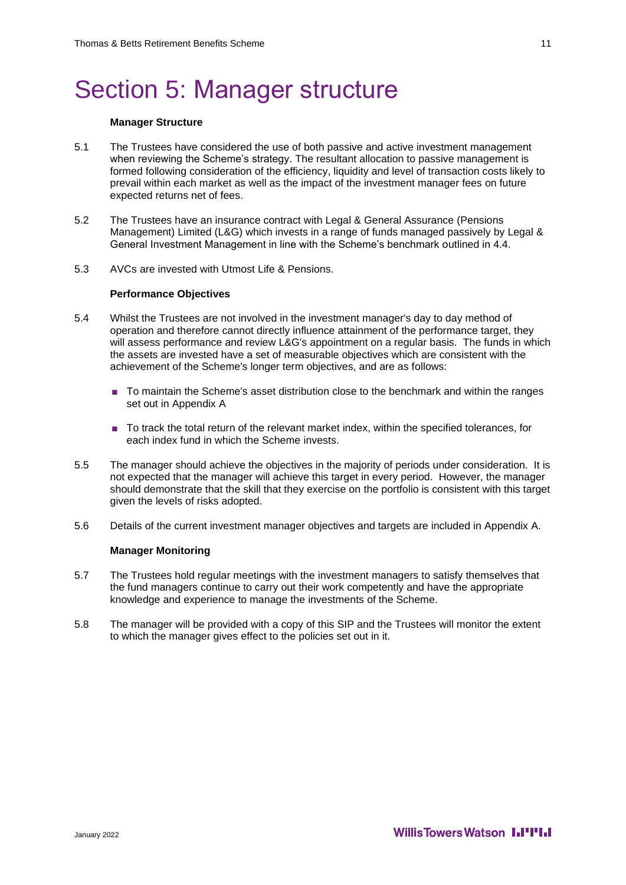# Section 5: Manager structure

**Manager Structure**

5.1 The Trustees have considered the use of both passive and active investment management when reviewing the Scheme's strategy. The resultant allocation to passive management is formed following consideration of the efficiency, liquidity and level of transaction costs likely to prevail within each market as well as the impact of the investment manager fees on future expected returns net of fees.

5.2 The Trustees have an insurance contract with Legal & General Assurance (Pensions Management) Limited (L&G) which invests in a range of funds managed passively by Legal & General Investment Management in line with the Scheme's benchmark outlined in 4.4.

5.3 AVCs are invested with Utmost Life & Pensions.

**Performance Objectives**

5.4 Whilst the Trustees are not involved in the investment manager's day to day method of operation and therefore cannot directly influence attainment of the performance target, they will assess performance and review L&G's appointment on a regular basis. The funds in which the assets are invested have a set of measurable objectives which are consistent with the achievement of the Scheme's longer term objectives, and are as follows:

- To maintain the Scheme's asset distribution close to the benchmark and within the ranges set out in Appendix A
- To track the total return of the relevant market index, within the specified tolerances, for each index fund in which the Scheme invests.

5.5 The manager should achieve the objectives in the majority of periods under consideration. It is not expected that the manager will achieve this target in every period. However, the manager should demonstrate that the skill that they exercise on the portfolio is consistent with this target given the levels of risks adopted.

5.6 Details of the current investment manager objectives and targets are included in Appendix A.

**Manager Monitoring**

5.7 The Trustees hold regular meetings with the investment managers to satisfy themselves that the fund managers continue to carry out their work competently and have the appropriate knowledge and experience to manage the investments of the Scheme.

5.8 The manager will be provided with a copy of this SIP and the Trustees will monitor the extent to which the manager gives effect to the policies set out in it.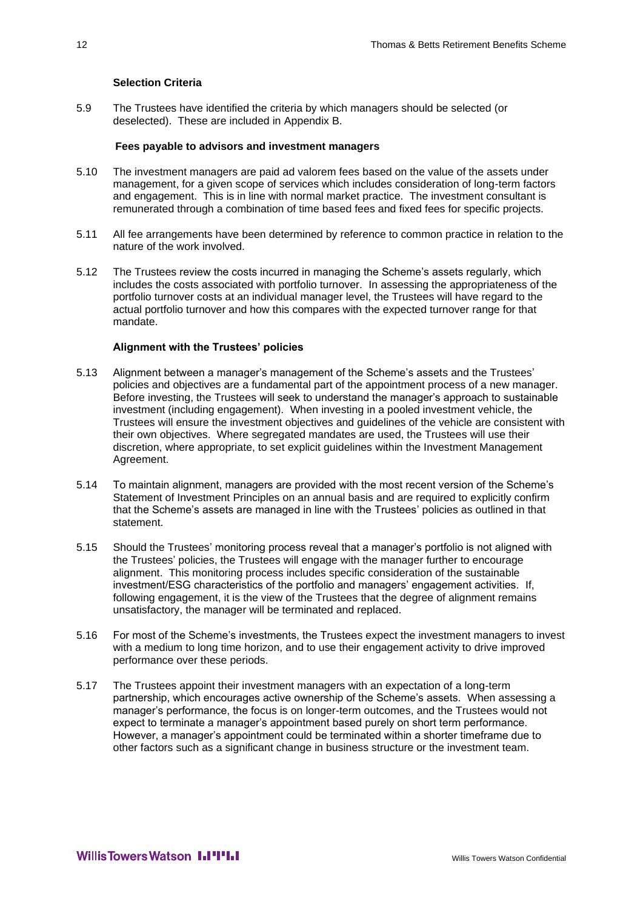### Selection Criteria

5.9 The Trustees have identified the criteria by which managers should be selected (or deselected). These are included in Appendix B.

### Fees payable to advisors and investment managers

5.10 The investment managers are paid ad valorem fees based on the value of the assets under management, for a given scope of services which includes consideration of long-term factors and engagement. This is in line with normal market practice. The investment consultant is remunerated through a combination of time based fees and fixed fees for specific projects.

5.11 All fee arrangements have been determined by reference to common practice in relation to the nature of the work involved.

5.12 The Trustees review the costs incurred in managing the Scheme's assets regularly, which includes the costs associated with portfolio turnover. In assessing the appropriateness of the portfolio turnover costs at an individual manager level, the Trustees will have regard to the actual portfolio turnover and how this compares with the expected turnover range for that mandate.

### Alignment with the Trustees' policies

5.13 Alignment between a manager's management of the Scheme's assets and the Trustees' policies and objectives are a fundamental part of the appointment process of a new manager. Before investing, the Trustees will seek to understand the manager's approach to sustainable investment (including engagement). When investing in a pooled investment vehicle, the Trustees will ensure the investment objectives and guidelines of the vehicle are consistent with their own objectives. Where segregated mandates are used, the Trustees will use their discretion, where appropriate, to set explicit guidelines within the Investment Management Agreement.

5.14 To maintain alignment, managers are provided with the most recent version of the Scheme's Statement of Investment Principles on an annual basis and are required to explicitly confirm that the Scheme's assets are managed in line with the Trustees' policies as outlined in that statement.

5.15 Should the Trustees' monitoring process reveal that a manager's portfolio is not aligned with the Trustees' policies, the Trustees will engage with the manager further to encourage alignment. This monitoring process includes specific consideration of the sustainable investment/ESG characteristics of the portfolio and managers' engagement activities. If, following engagement, it is the view of the Trustees that the degree of alignment remains unsatisfactory, the manager will be terminated and replaced.

5.16 For most of the Scheme's investments, the Trustees expect the investment managers to invest with a medium to long time horizon, and to use their engagement activity to drive improved performance over these periods.

5.17 The Trustees appoint their investment managers with an expectation of a long-term partnership, which encourages active ownership of the Scheme's assets. When assessing a manager's performance, the focus is on longer-term outcomes, and the Trustees would not expect to terminate a manager's appointment based purely on short term performance. However, a manager's appointment could be terminated within a shorter timeframe due to other factors such as a significant change in business structure or the investment team.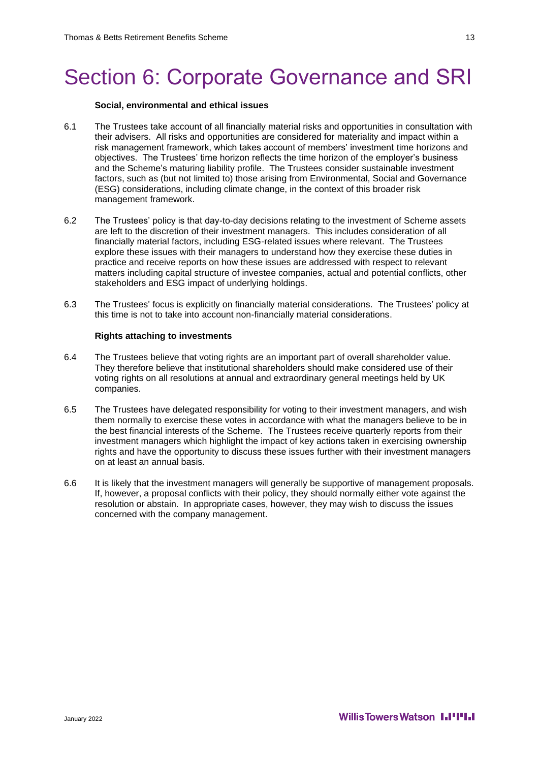# Section 6: Corporate Governance and SRI

**Social, environmental and ethical issues**

6.1 The Trustees take account of all financially material risks and opportunities in consultation with their advisers. All risks and opportunities are considered for materiality and impact within a risk management framework, which takes account of members' investment time horizons and objectives. The Trustees' time horizon reflects the time horizon of the employer's business and the Scheme's maturing liability profile. The Trustees consider sustainable investment factors, such as (but not limited to) those arising from Environmental, Social and Governance (ESG) considerations, including climate change, in the context of this broader risk management framework.

6.2 The Trustees' policy is that day-to-day decisions relating to the investment of Scheme assets are left to the discretion of their investment managers. This includes consideration of all financially material factors, including ESG-related issues where relevant. The Trustees explore these issues with their managers to understand how they exercise these duties in practice and receive reports on how these issues are addressed with respect to relevant matters including capital structure of investee companies, actual and potential conflicts, other stakeholders and ESG impact of underlying holdings.

6.3 The Trustees' focus is explicitly on financially material considerations. The Trustees' policy at this time is not to take into account non-financially material considerations.

**Rights attaching to investments**

6.4 The Trustees believe that voting rights are an important part of overall shareholder value. They therefore believe that institutional shareholders should make considered use of their voting rights on all resolutions at annual and extraordinary general meetings held by UK companies.

6.5 The Trustees have delegated responsibility for voting to their investment managers, and wish them normally to exercise these votes in accordance with what the managers believe to be in the best financial interests of the Scheme. The Trustees receive quarterly reports from their investment managers which highlight the impact of key actions taken in exercising ownership rights and have the opportunity to discuss these issues further with their investment managers on at least an annual basis.

6.6 It is likely that the investment managers will generally be supportive of management proposals. If, however, a proposal conflicts with their policy, they should normally either vote against the resolution or abstain. In appropriate cases, however, they may wish to discuss the issues concerned with the company management.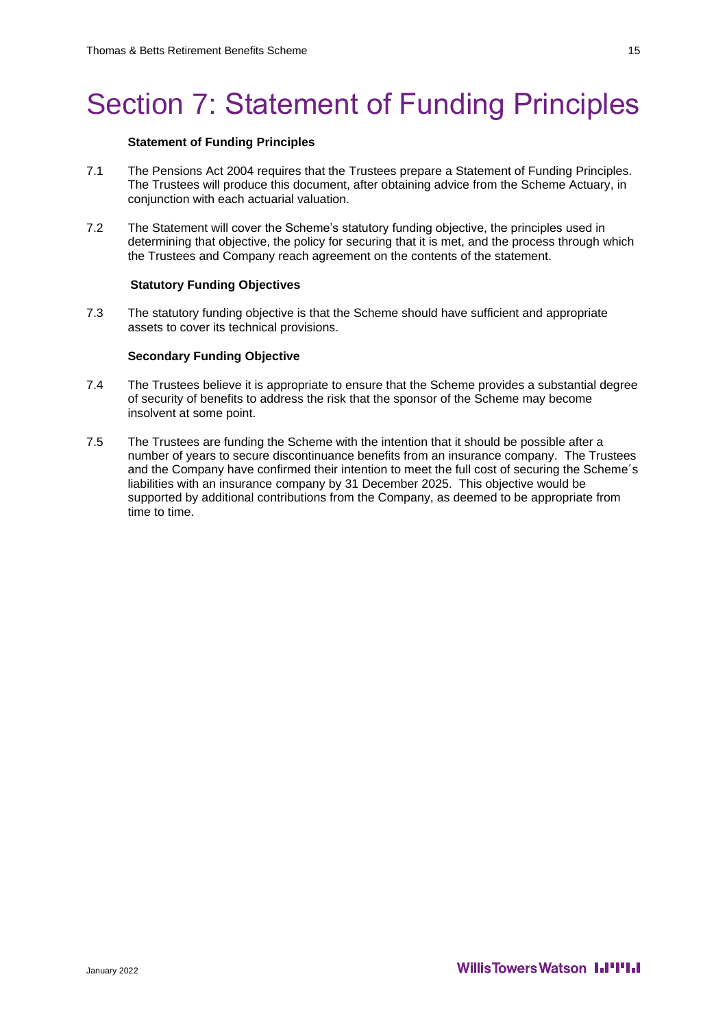# Section 7: Statement of Funding Principles

**Statement of Funding Principles**

7.1 The Pensions Act 2004 requires that the Trustees prepare a Statement of Funding Principles. The Trustees will produce this document, after obtaining advice from the Scheme Actuary, in conjunction with each actuarial valuation.

7.2 The Statement will cover the Scheme's statutory funding objective, the principles used in determining that objective, the policy for securing that it is met, and the process through which the Trustees and Company reach agreement on the contents of the statement.

**Statutory Funding Objectives**

7.3 The statutory funding objective is that the Scheme should have sufficient and appropriate assets to cover its technical provisions.

**Secondary Funding Objective**

7.4 The Trustees believe it is appropriate to ensure that the Scheme provides a substantial degree of security of benefits to address the risk that the sponsor of the Scheme may become insolvent at some point.

7.5 The Trustees are funding the Scheme with the intention that it should be possible after a number of years to secure discontinuance benefits from an insurance company. The Trustees and the Company have confirmed their intention to meet the full cost of securing the Scheme´s liabilities with an insurance company by 31 December 2025. This objective would be supported by additional contributions from the Company, as deemed to be appropriate from time to time.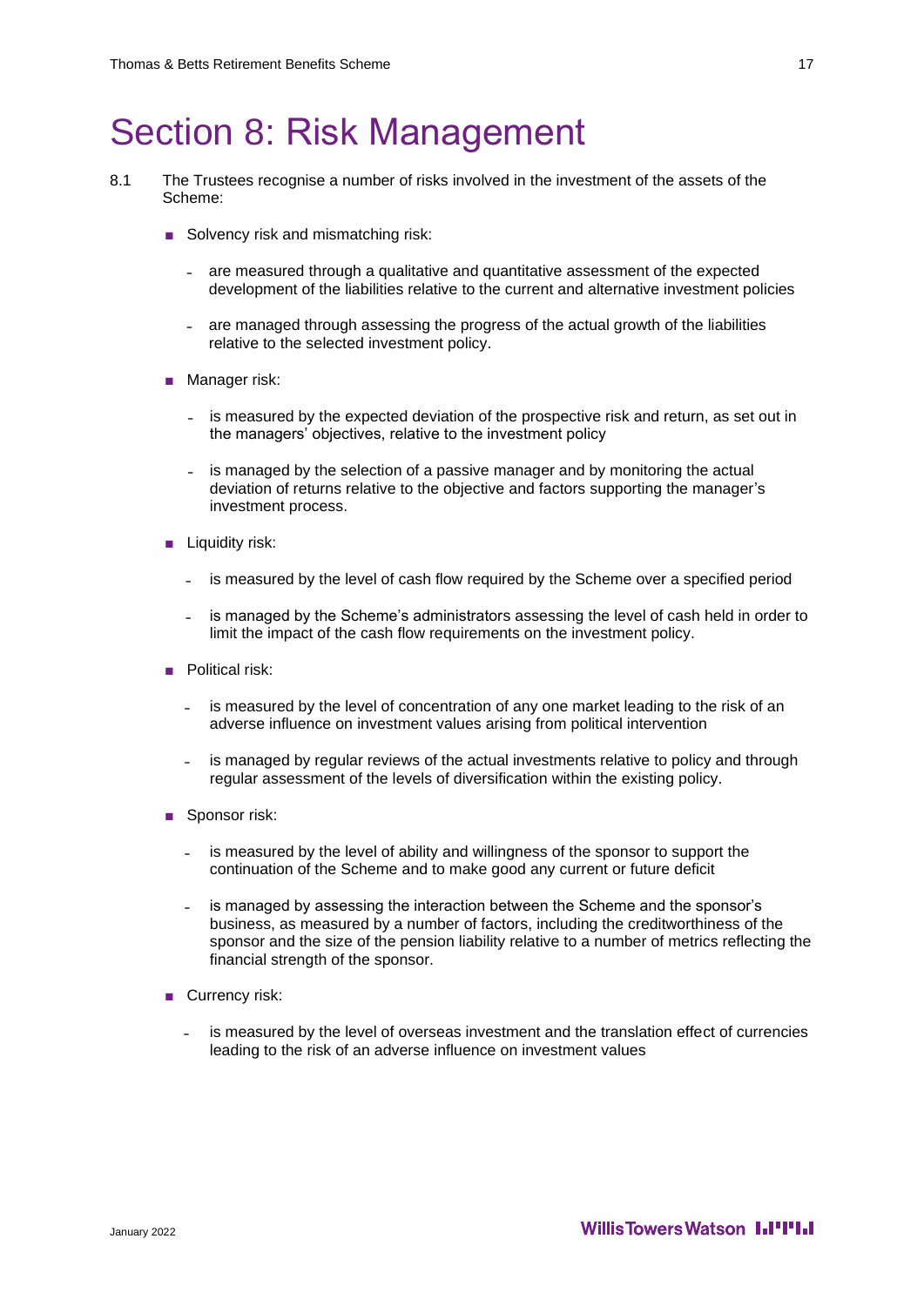# Section 8: Risk Management

8.1 The Trustees recognise a number of risks involved in the investment of the assets of the Scheme:

- Solvency risk and mismatching risk:
  - are measured through a qualitative and quantitative assessment of the expected development of the liabilities relative to the current and alternative investment policies
  - are managed through assessing the progress of the actual growth of the liabilities relative to the selected investment policy.
- Manager risk:
  - is measured by the expected deviation of the prospective risk and return, as set out in the managers' objectives, relative to the investment policy
  - is managed by the selection of a passive manager and by monitoring the actual deviation of returns relative to the objective and factors supporting the manager's investment process.
- Liquidity risk:
  - is measured by the level of cash flow required by the Scheme over a specified period
  - is managed by the Scheme's administrators assessing the level of cash held in order to limit the impact of the cash flow requirements on the investment policy.
- Political risk:
  - is measured by the level of concentration of any one market leading to the risk of an adverse influence on investment values arising from political intervention
  - is managed by regular reviews of the actual investments relative to policy and through regular assessment of the levels of diversification within the existing policy.
- Sponsor risk:
  - is measured by the level of ability and willingness of the sponsor to support the continuation of the Scheme and to make good any current or future deficit
  - is managed by assessing the interaction between the Scheme and the sponsor's business, as measured by a number of factors, including the creditworthiness of the sponsor and the size of the pension liability relative to a number of metrics reflecting the financial strength of the sponsor.
- Currency risk:
  - is measured by the level of overseas investment and the translation effect of currencies leading to the risk of an adverse influence on investment values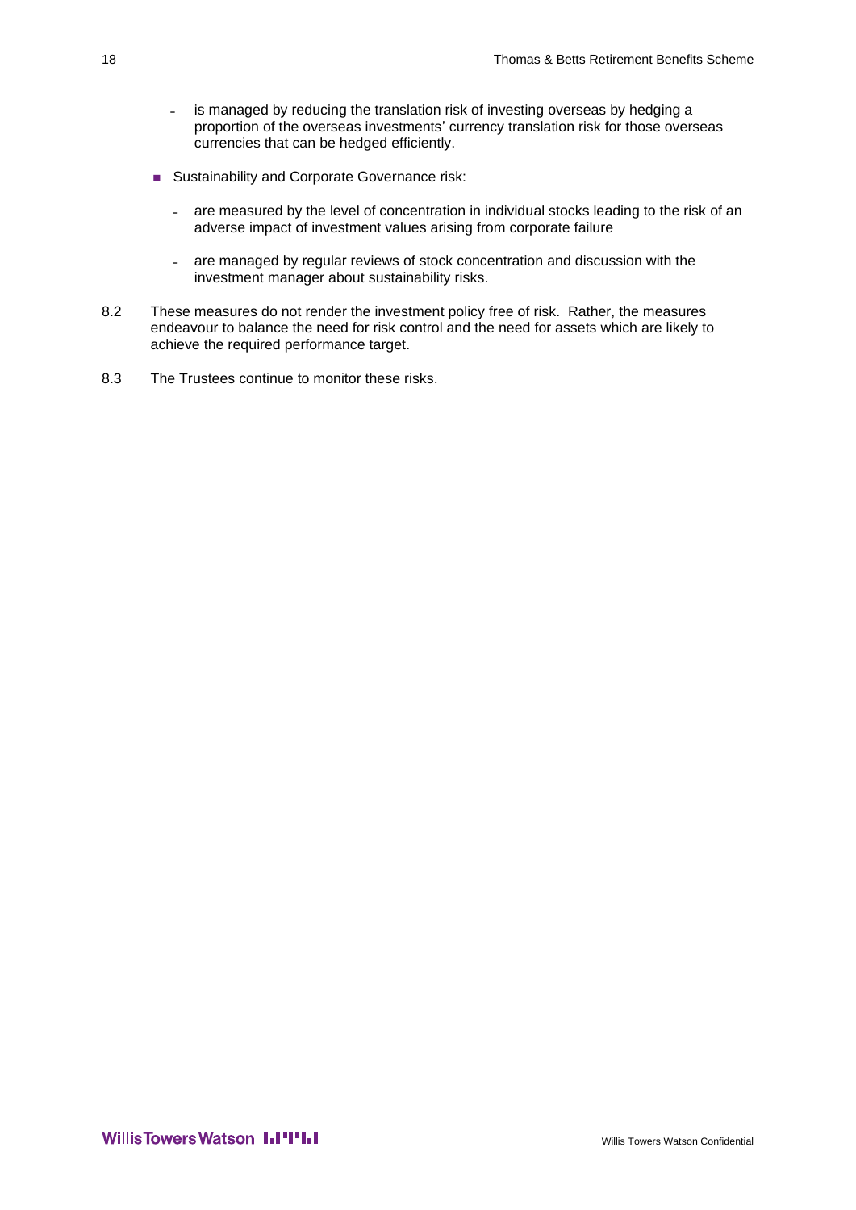- is managed by reducing the translation risk of investing overseas by hedging a proportion of the overseas investments' currency translation risk for those overseas currencies that can be hedged efficiently.

- Sustainability and Corporate Governance risk:

  - are measured by the level of concentration in individual stocks leading to the risk of an adverse impact of investment values arising from corporate failure

  - are managed by regular reviews of stock concentration and discussion with the investment manager about sustainability risks.

8.2 These measures do not render the investment policy free of risk. Rather, the measures endeavour to balance the need for risk control and the need for assets which are likely to achieve the required performance target.

8.3 The Trustees continue to monitor these risks.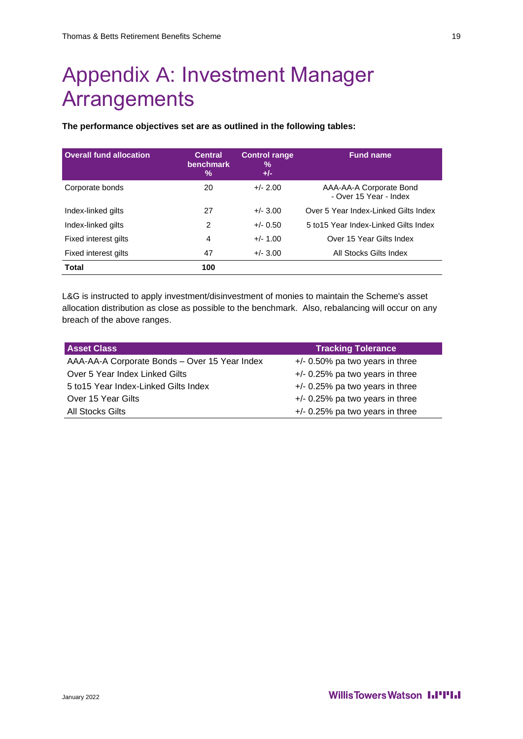# Appendix A: Investment Manager Arrangements

**The performance objectives set are as outlined in the following tables:**

| Overall fund allocation | Central benchmark % | Control range % +/- | Fund name |
|---|---|---|---|
| Corporate bonds | 20 | +/- 2.00 | AAA-AA-A Corporate Bond - Over 15 Year - Index |
| Index-linked gilts | 27 | +/- 3.00 | Over 5 Year Index-Linked Gilts Index |
| Index-linked gilts | 2 | +/- 0.50 | 5 to15 Year Index-Linked Gilts Index |
| Fixed interest gilts | 4 | +/- 1.00 | Over 15 Year Gilts Index |
| Fixed interest gilts | 47 | +/- 3.00 | All Stocks Gilts Index |
| **Total** | **100** | | |

L&G is instructed to apply investment/disinvestment of monies to maintain the Scheme's asset allocation distribution as close as possible to the benchmark. Also, rebalancing will occur on any breach of the above ranges.

| Asset Class | Tracking Tolerance |
|---|---|
| AAA-AA-A Corporate Bonds – Over 15 Year Index | +/- 0.50% pa two years in three |
| Over 5 Year Index Linked Gilts | +/- 0.25% pa two years in three |
| 5 to15 Year Index-Linked Gilts Index | +/- 0.25% pa two years in three |
| Over 15 Year Gilts | +/- 0.25% pa two years in three |
| All Stocks Gilts | +/- 0.25% pa two years in three |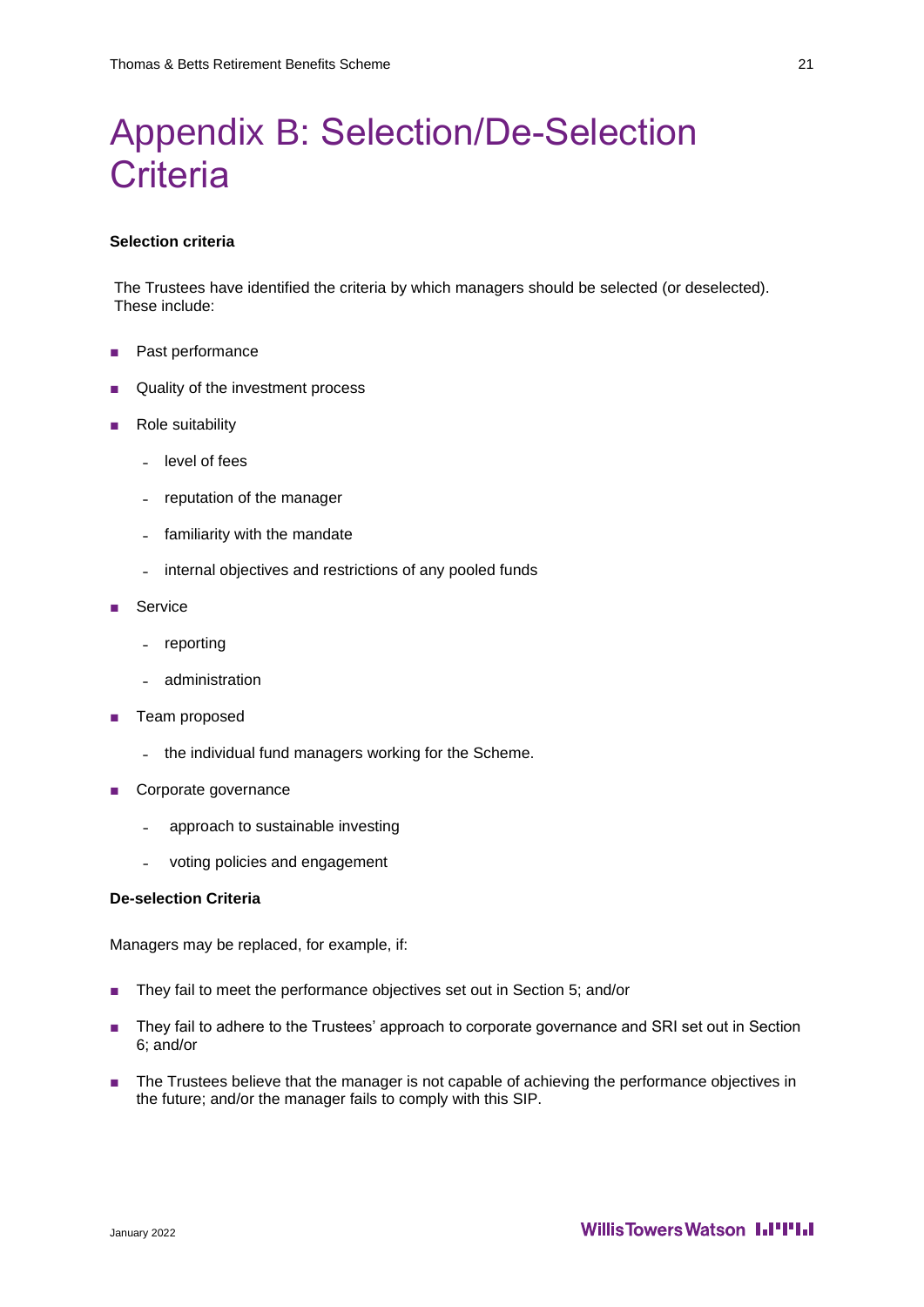# Appendix B: Selection/De-Selection Criteria

**Selection criteria**

The Trustees have identified the criteria by which managers should be selected (or deselected). These include:

- Past performance
- Quality of the investment process
- Role suitability
  - level of fees
  - reputation of the manager
  - familiarity with the mandate
  - internal objectives and restrictions of any pooled funds
- Service
  - reporting
  - administration
- Team proposed
  - the individual fund managers working for the Scheme.
- Corporate governance
  - approach to sustainable investing
  - voting policies and engagement

**De-selection Criteria**

Managers may be replaced, for example, if:

- They fail to meet the performance objectives set out in Section 5; and/or
- They fail to adhere to the Trustees' approach to corporate governance and SRI set out in Section 6; and/or
- The Trustees believe that the manager is not capable of achieving the performance objectives in the future; and/or the manager fails to comply with this SIP.